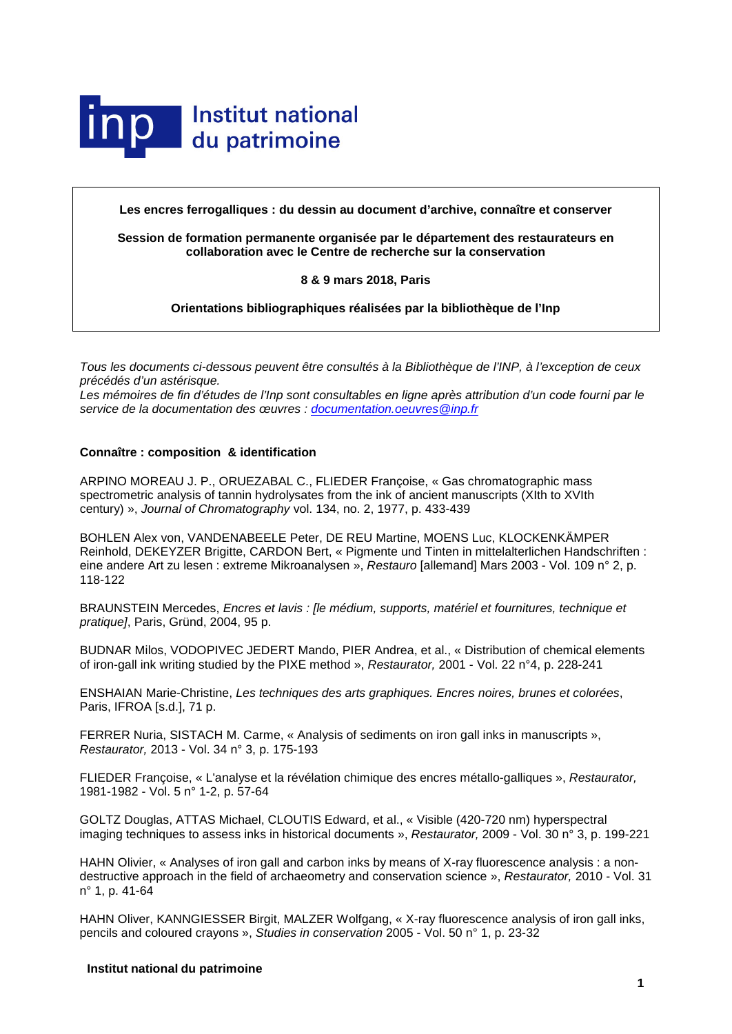Institut national du patrimoine

**Les encres ferrogalliques : du dessin au document d'archive, connaître et conserver**

**Session de formation permanente organisée par le département des restaurateurs en collaboration avec le Centre de recherche sur la conservation**

**8 & 9 mars 2018, Paris**

**Orientations bibliographiques réalisées par la bibliothèque de l'Inp**

*Tous les documents ci-dessous peuvent être consultés à la Bibliothèque de l'INP, à l'exception de ceux précédés d'un astérisque.*
*Les mémoires de fin d'études de l'Inp sont consultables en ligne après attribution d'un code fourni par le service de la documentation des œuvres : documentation.oeuvres@inp.fr*

## Connaître : composition & identification

ARPINO MOREAU J. P., ORUEZABAL C., FLIEDER Françoise, « Gas chromatographic mass spectrometric analysis of tannin hydrolysates from the ink of ancient manuscripts (XIth to XVIth century) », *Journal of Chromatography* vol. 134, no. 2, 1977, p. 433-439

BOHLEN Alex von, VANDENABEELE Peter, DE REU Martine, MOENS Luc, KLOCKENKÄMPER Reinhold, DEKEYZER Brigitte, CARDON Bert, « Pigmente und Tinten in mittelalterlichen Handschriften : eine andere Art zu lesen : extreme Mikroanalysen », *Restauro* [allemand] Mars 2003 - Vol. 109 n° 2, p. 118-122

BRAUNSTEIN Mercedes, *Encres et lavis : [le médium, supports, matériel et fournitures, technique et pratique]*, Paris, Gründ, 2004, 95 p.

BUDNAR Milos, VODOPIVEC JEDERT Mando, PIER Andrea, et al., « Distribution of chemical elements of iron-gall ink writing studied by the PIXE method », *Restaurator,* 2001 - Vol. 22 n°4, p. 228-241

ENSHAIAN Marie-Christine, *Les techniques des arts graphiques. Encres noires, brunes et colorées*, Paris, IFROA [s.d.], 71 p.

FERRER Nuria, SISTACH M. Carme, « Analysis of sediments on iron gall inks in manuscripts », *Restaurator,* 2013 - Vol. 34 n° 3, p. 175-193

FLIEDER Françoise, « L'analyse et la révélation chimique des encres métallo-galliques », *Restaurator,* 1981-1982 - Vol. 5 n° 1-2, p. 57-64

GOLTZ Douglas, ATTAS Michael, CLOUTIS Edward, et al., « Visible (420-720 nm) hyperspectral imaging techniques to assess inks in historical documents », *Restaurator,* 2009 - Vol. 30 n° 3, p. 199-221

HAHN Olivier, « Analyses of iron gall and carbon inks by means of X-ray fluorescence analysis : a non-destructive approach in the field of archaeometry and conservation science », *Restaurator,* 2010 - Vol. 31 n° 1, p. 41-64

HAHN Oliver, KANNGIESSER Birgit, MALZER Wolfgang, « X-ray fluorescence analysis of iron gall inks, pencils and coloured crayons », *Studies in conservation* 2005 - Vol. 50 n° 1, p. 23-32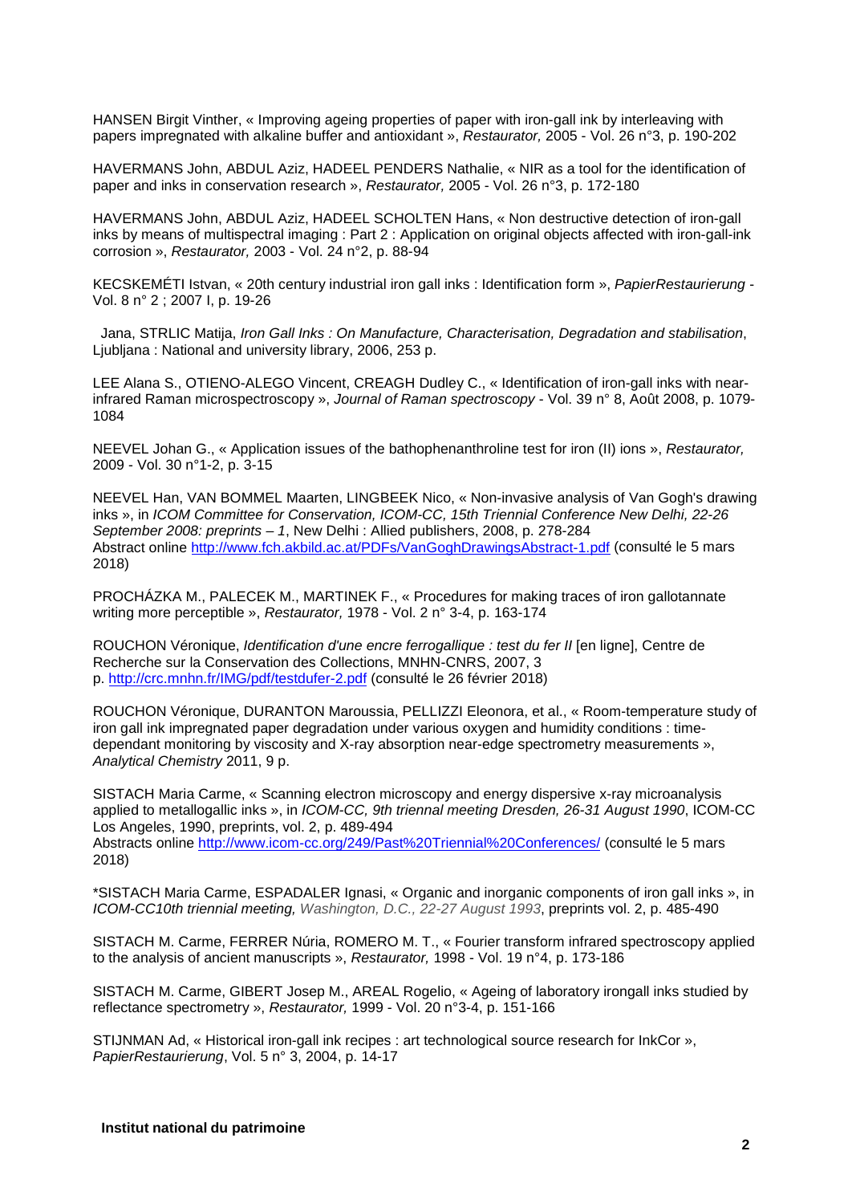HANSEN Birgit Vinther, « Improving ageing properties of paper with iron-gall ink by interleaving with papers impregnated with alkaline buffer and antioxidant », *Restaurator,* 2005 - Vol. 26 n°3, p. 190-202

HAVERMANS John, ABDUL Aziz, HADEEL PENDERS Nathalie, « NIR as a tool for the identification of paper and inks in conservation research », *Restaurator,* 2005 - Vol. 26 n°3, p. 172-180

HAVERMANS John, ABDUL Aziz, HADEEL SCHOLTEN Hans, « Non destructive detection of iron-gall inks by means of multispectral imaging : Part 2 : Application on original objects affected with iron-gall-ink corrosion », *Restaurator,* 2003 - Vol. 24 n°2, p. 88-94

KECSKEMÉTI Istvan, « 20th century industrial iron gall inks : Identification form », *PapierRestaurierung* - Vol. 8 n° 2 ; 2007 I, p. 19-26

Jana, STRLIC Matija, *Iron Gall Inks : On Manufacture, Characterisation, Degradation and stabilisation*, Ljubljana : National and university library, 2006, 253 p.

LEE Alana S., OTIENO-ALEGO Vincent, CREAGH Dudley C., « Identification of iron-gall inks with near-infrared Raman microspectroscopy », *Journal of Raman spectroscopy* - Vol. 39 n° 8, Août 2008, p. 1079-1084

NEEVEL Johan G., « Application issues of the bathophenanthroline test for iron (II) ions », *Restaurator,* 2009 - Vol. 30 n°1-2, p. 3-15

NEEVEL Han, VAN BOMMEL Maarten, LINGBEEK Nico, « Non-invasive analysis of Van Gogh's drawing inks », in *ICOM Committee for Conservation, ICOM-CC, 15th Triennial Conference New Delhi, 22-26 September 2008: preprints – 1*, New Delhi : Allied publishers, 2008, p. 278-284
Abstract online http://www.fch.akbild.ac.at/PDFs/VanGoghDrawingsAbstract-1.pdf (consulté le 5 mars 2018)

PROCHÁZKA M., PALECEK M., MARTINEK F., « Procedures for making traces of iron gallotannate writing more perceptible », *Restaurator,* 1978 - Vol. 2 n° 3-4, p. 163-174

ROUCHON Véronique, *Identification d'une encre ferrogallique : test du fer II* [en ligne], Centre de Recherche sur la Conservation des Collections, MNHN-CNRS, 2007, 3 p. http://crc.mnhn.fr/IMG/pdf/testdufer-2.pdf (consulté le 26 février 2018)

ROUCHON Véronique, DURANTON Maroussia, PELLIZZI Eleonora, et al., « Room-temperature study of iron gall ink impregnated paper degradation under various oxygen and humidity conditions : time-dependant monitoring by viscosity and X-ray absorption near-edge spectrometry measurements », *Analytical Chemistry* 2011, 9 p.

SISTACH Maria Carme, « Scanning electron microscopy and energy dispersive x-ray microanalysis applied to metallogallic inks », in *ICOM-CC, 9th triennal meeting Dresden, 26-31 August 1990*, ICOM-CC Los Angeles, 1990, preprints, vol. 2, p. 489-494
Abstracts online http://www.icom-cc.org/249/Past%20Triennial%20Conferences/ (consulté le 5 mars 2018)

*SISTACH Maria Carme, ESPADALER Ignasi, « Organic and inorganic components of iron gall inks », in *ICOM-CC10th triennial meeting, Washington, D.C., 22-27 August 1993*, preprints vol. 2, p. 485-490

SISTACH M. Carme, FERRER Núria, ROMERO M. T., « Fourier transform infrared spectroscopy applied to the analysis of ancient manuscripts », *Restaurator,* 1998 - Vol. 19 n°4, p. 173-186

SISTACH M. Carme, GIBERT Josep M., AREAL Rogelio, « Ageing of laboratory irongall inks studied by reflectance spectrometry », *Restaurator,* 1999 - Vol. 20 n°3-4, p. 151-166

STIJNMAN Ad, « Historical iron-gall ink recipes : art technological source research for InkCor », *PapierRestaurierung*, Vol. 5 n° 3, 2004, p. 14-17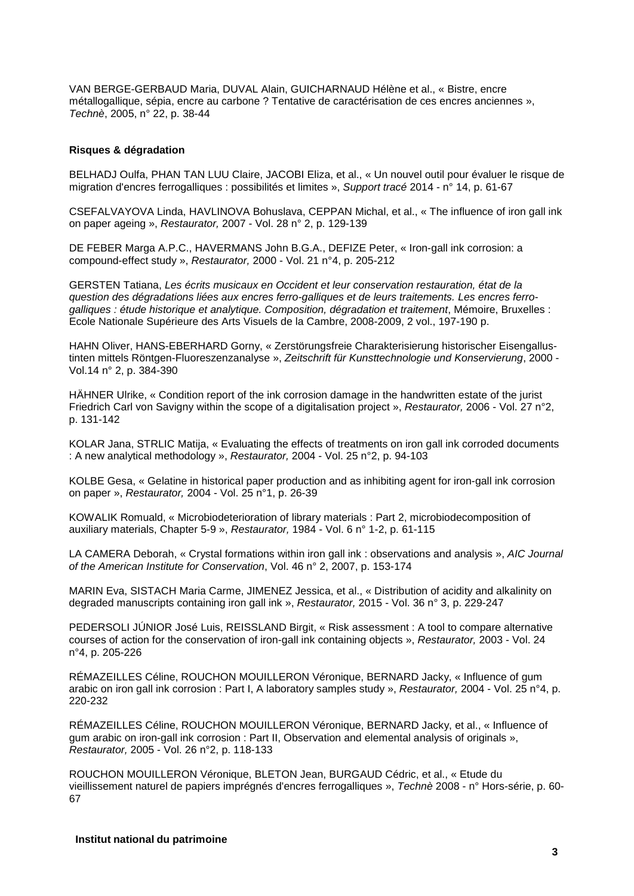VAN BERGE-GERBAUD Maria, DUVAL Alain, GUICHARNAUD Hélène et al., « Bistre, encre métallogallique, sépia, encre au carbone ? Tentative de caractérisation de ces encres anciennes », *Technè*, 2005, n° 22, p. 38-44

**Risques & dégradation**

BELHADJ Oulfa, PHAN TAN LUU Claire, JACOBI Eliza, et al., « Un nouvel outil pour évaluer le risque de migration d'encres ferrogalliques : possibilités et limites », *Support tracé* 2014 - n° 14, p. 61-67

CSEFALVAYOVA Linda, HAVLINOVA Bohuslava, CEPPAN Michal, et al., « The influence of iron gall ink on paper ageing », *Restaurator,* 2007 - Vol. 28 n° 2, p. 129-139

DE FEBER Marga A.P.C., HAVERMANS John B.G.A., DEFIZE Peter, « Iron-gall ink corrosion: a compound-effect study », *Restaurator,* 2000 - Vol. 21 n°4, p. 205-212

GERSTEN Tatiana, *Les écrits musicaux en Occident et leur conservation restauration, état de la question des dégradations liées aux encres ferro-galliques et de leurs traitements. Les encres ferro-galliques : étude historique et analytique. Composition, dégradation et traitement*, Mémoire, Bruxelles : Ecole Nationale Supérieure des Arts Visuels de la Cambre, 2008-2009, 2 vol., 197-190 p.

HAHN Oliver, HANS-EBERHARD Gorny, « Zerstörungsfreie Charakterisierung historischer Eisengallus-tinten mittels Röntgen-Fluoreszenzanalyse », *Zeitschrift für Kunsttechnologie und Konservierung*, 2000 - Vol.14 n° 2, p. 384-390

HÄHNER Ulrike, « Condition report of the ink corrosion damage in the handwritten estate of the jurist Friedrich Carl von Savigny within the scope of a digitalisation project », *Restaurator,* 2006 - Vol. 27 n°2, p. 131-142

KOLAR Jana, STRLIC Matija, « Evaluating the effects of treatments on iron gall ink corroded documents : A new analytical methodology », *Restaurator,* 2004 - Vol. 25 n°2, p. 94-103

KOLBE Gesa, « Gelatine in historical paper production and as inhibiting agent for iron-gall ink corrosion on paper », *Restaurator,* 2004 - Vol. 25 n°1, p. 26-39

KOWALIK Romuald, « Microbiodeterioration of library materials : Part 2, microbiodecomposition of auxiliary materials, Chapter 5-9 », *Restaurator,* 1984 - Vol. 6 n° 1-2, p. 61-115

LA CAMERA Deborah, « Crystal formations within iron gall ink : observations and analysis », *AIC Journal of the American Institute for Conservation*, Vol. 46 n° 2, 2007, p. 153-174

MARIN Eva, SISTACH Maria Carme, JIMENEZ Jessica, et al., « Distribution of acidity and alkalinity on degraded manuscripts containing iron gall ink », *Restaurator,* 2015 - Vol. 36 n° 3, p. 229-247

PEDERSOLI JÚNIOR José Luis, REISSLAND Birgit, « Risk assessment : A tool to compare alternative courses of action for the conservation of iron-gall ink containing objects », *Restaurator,* 2003 - Vol. 24 n°4, p. 205-226

RÉMAZEILLES Céline, ROUCHON MOUILLERON Véronique, BERNARD Jacky, « Influence of gum arabic on iron gall ink corrosion : Part I, A laboratory samples study », *Restaurator,* 2004 - Vol. 25 n°4, p. 220-232

RÉMAZEILLES Céline, ROUCHON MOUILLERON Véronique, BERNARD Jacky, et al., « Influence of gum arabic on iron-gall ink corrosion : Part II, Observation and elemental analysis of originals », *Restaurator,* 2005 - Vol. 26 n°2, p. 118-133

ROUCHON MOUILLERON Véronique, BLETON Jean, BURGAUD Cédric, et al., « Etude du vieillissement naturel de papiers imprégnés d'encres ferrogalliques », *Technè* 2008 - n° Hors-série, p. 60-67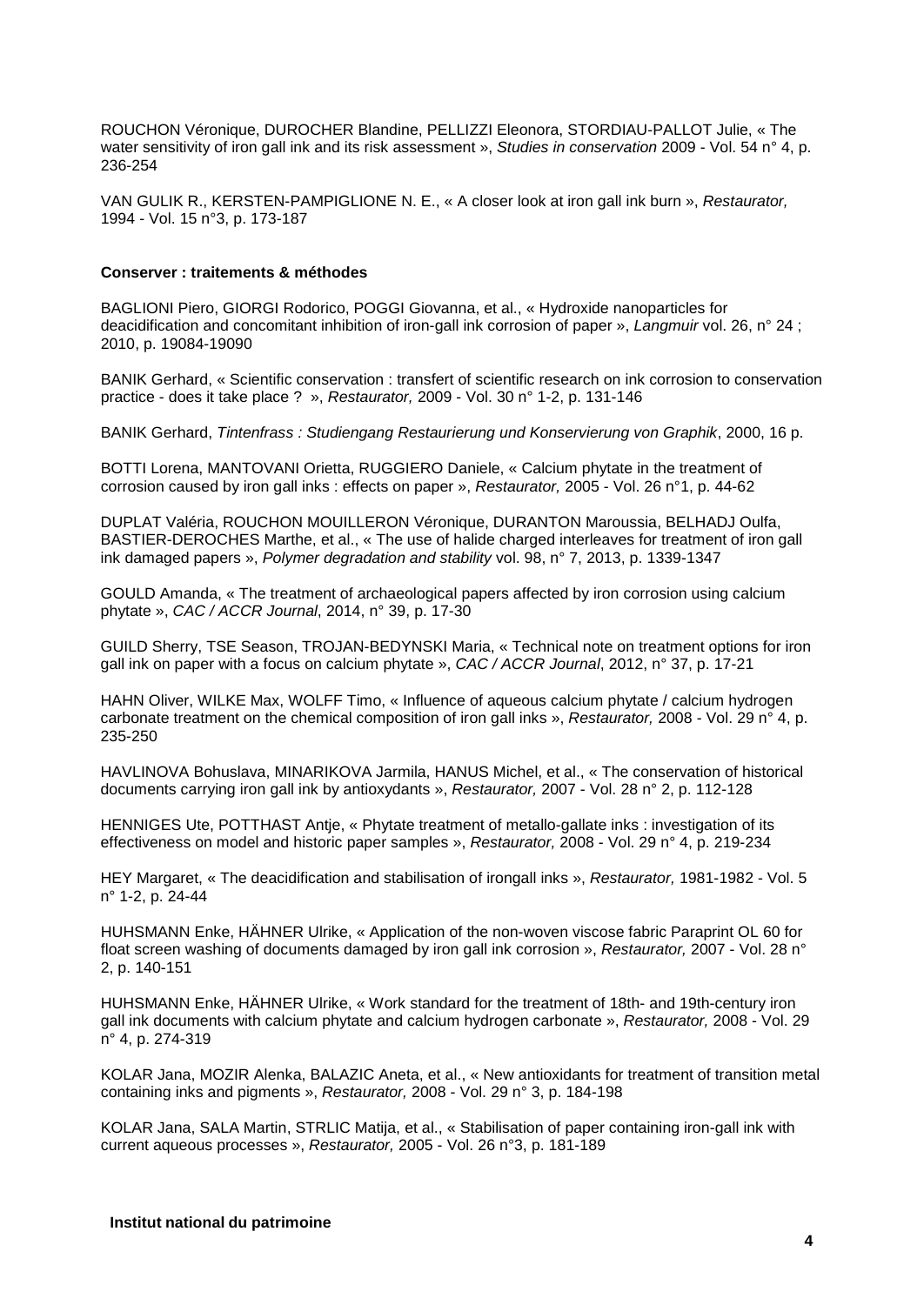ROUCHON Véronique, DUROCHER Blandine, PELLIZZI Eleonora, STORDIAU-PALLOT Julie, « The water sensitivity of iron gall ink and its risk assessment », *Studies in conservation* 2009 - Vol. 54 n° 4, p. 236-254

VAN GULIK R., KERSTEN-PAMPIGLIONE N. E., « A closer look at iron gall ink burn », *Restaurator,* 1994 - Vol. 15 n°3, p. 173-187

**Conserver : traitements & méthodes**

BAGLIONI Piero, GIORGI Rodorico, POGGI Giovanna, et al., « Hydroxide nanoparticles for deacidification and concomitant inhibition of iron-gall ink corrosion of paper », *Langmuir* vol. 26, n° 24 ; 2010, p. 19084-19090

BANIK Gerhard, « Scientific conservation : transfert of scientific research on ink corrosion to conservation practice - does it take place ? », *Restaurator,* 2009 - Vol. 30 n° 1-2, p. 131-146

BANIK Gerhard, *Tintenfrass : Studiengang Restaurierung und Konservierung von Graphik*, 2000, 16 p.

BOTTI Lorena, MANTOVANI Orietta, RUGGIERO Daniele, « Calcium phytate in the treatment of corrosion caused by iron gall inks : effects on paper », *Restaurator,* 2005 - Vol. 26 n°1, p. 44-62

DUPLAT Valéria, ROUCHON MOUILLERON Véronique, DURANTON Maroussia, BELHADJ Oulfa, BASTIER-DEROCHES Marthe, et al., « The use of halide charged interleaves for treatment of iron gall ink damaged papers », *Polymer degradation and stability* vol. 98, n° 7, 2013, p. 1339-1347

GOULD Amanda, « The treatment of archaeological papers affected by iron corrosion using calcium phytate », *CAC / ACCR Journal*, 2014, n° 39, p. 17-30

GUILD Sherry, TSE Season, TROJAN-BEDYNSKI Maria, « Technical note on treatment options for iron gall ink on paper with a focus on calcium phytate », *CAC / ACCR Journal*, 2012, n° 37, p. 17-21

HAHN Oliver, WILKE Max, WOLFF Timo, « Influence of aqueous calcium phytate / calcium hydrogen carbonate treatment on the chemical composition of iron gall inks », *Restaurator,* 2008 - Vol. 29 n° 4, p. 235-250

HAVLINOVA Bohuslava, MINARIKOVA Jarmila, HANUS Michel, et al., « The conservation of historical documents carrying iron gall ink by antioxydants », *Restaurator,* 2007 - Vol. 28 n° 2, p. 112-128

HENNIGES Ute, POTTHAST Antje, « Phytate treatment of metallo-gallate inks : investigation of its effectiveness on model and historic paper samples », *Restaurator,* 2008 - Vol. 29 n° 4, p. 219-234

HEY Margaret, « The deacidification and stabilisation of irongall inks », *Restaurator,* 1981-1982 - Vol. 5 n° 1-2, p. 24-44

HUHSMANN Enke, HÄHNER Ulrike, « Application of the non-woven viscose fabric Paraprint OL 60 for float screen washing of documents damaged by iron gall ink corrosion », *Restaurator,* 2007 - Vol. 28 n° 2, p. 140-151

HUHSMANN Enke, HÄHNER Ulrike, « Work standard for the treatment of 18th- and 19th-century iron gall ink documents with calcium phytate and calcium hydrogen carbonate », *Restaurator,* 2008 - Vol. 29 n° 4, p. 274-319

KOLAR Jana, MOZIR Alenka, BALAZIC Aneta, et al., « New antioxidants for treatment of transition metal containing inks and pigments », *Restaurator,* 2008 - Vol. 29 n° 3, p. 184-198

KOLAR Jana, SALA Martin, STRLIC Matija, et al., « Stabilisation of paper containing iron-gall ink with current aqueous processes », *Restaurator,* 2005 - Vol. 26 n°3, p. 181-189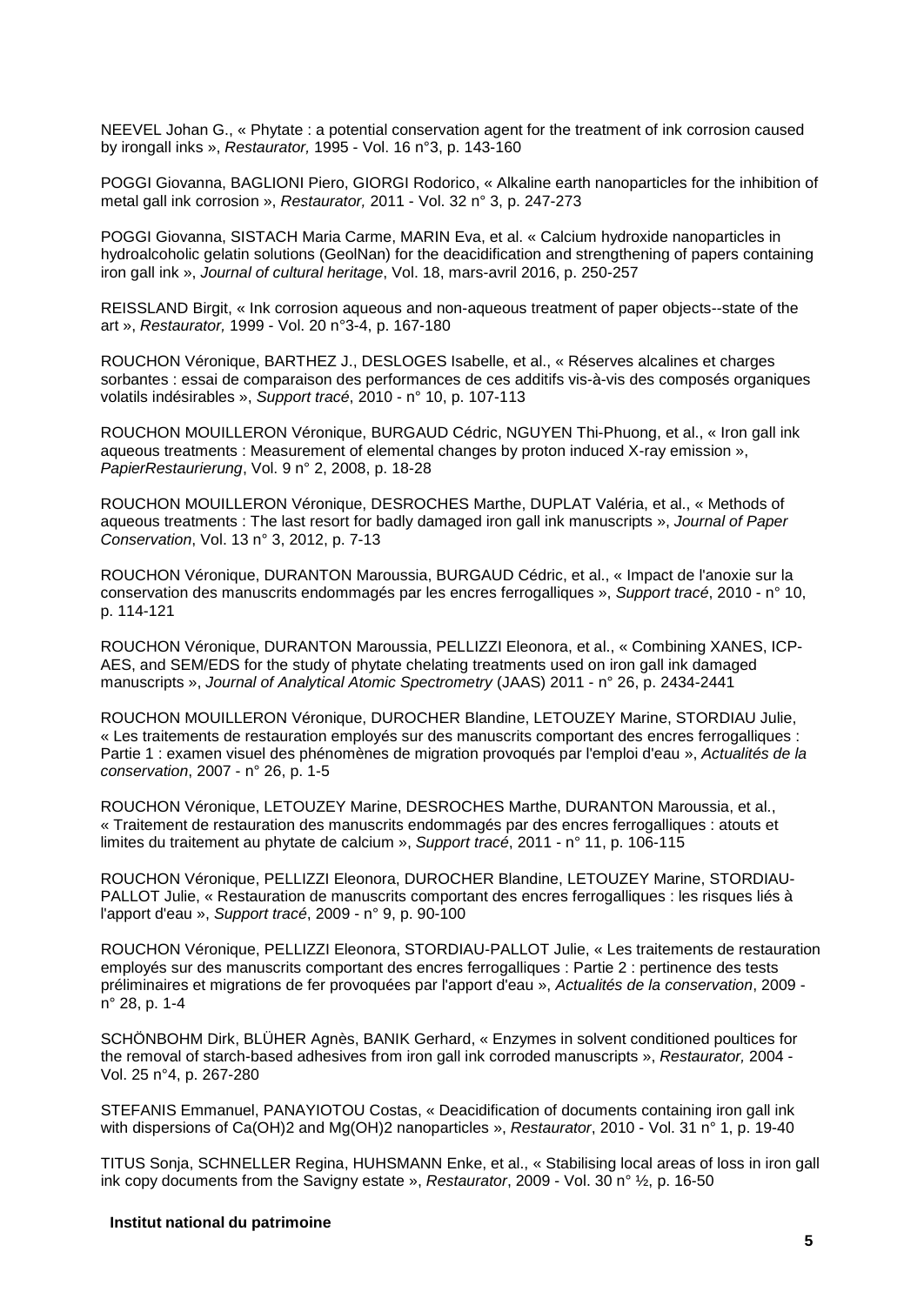NEEVEL Johan G., « Phytate : a potential conservation agent for the treatment of ink corrosion caused by irongall inks », *Restaurator,* 1995 - Vol. 16 n°3, p. 143-160

POGGI Giovanna, BAGLIONI Piero, GIORGI Rodorico, « Alkaline earth nanoparticles for the inhibition of metal gall ink corrosion », *Restaurator,* 2011 - Vol. 32 n° 3, p. 247-273

POGGI Giovanna, SISTACH Maria Carme, MARIN Eva, et al. « Calcium hydroxide nanoparticles in hydroalcoholic gelatin solutions (GeolNan) for the deacidification and strengthening of papers containing iron gall ink », *Journal of cultural heritage*, Vol. 18, mars-avril 2016, p. 250-257

REISSLAND Birgit, « Ink corrosion aqueous and non-aqueous treatment of paper objects--state of the art », *Restaurator,* 1999 - Vol. 20 n°3-4, p. 167-180

ROUCHON Véronique, BARTHEZ J., DESLOGES Isabelle, et al., « Réserves alcalines et charges sorbantes : essai de comparaison des performances de ces additifs vis-à-vis des composés organiques volatils indésirables », *Support tracé*, 2010 - n° 10, p. 107-113

ROUCHON MOUILLERON Véronique, BURGAUD Cédric, NGUYEN Thi-Phuong, et al., « Iron gall ink aqueous treatments : Measurement of elemental changes by proton induced X-ray emission », *PapierRestaurierung*, Vol. 9 n° 2, 2008, p. 18-28

ROUCHON MOUILLERON Véronique, DESROCHES Marthe, DUPLAT Valéria, et al., « Methods of aqueous treatments : The last resort for badly damaged iron gall ink manuscripts », *Journal of Paper Conservation*, Vol. 13 n° 3, 2012, p. 7-13

ROUCHON Véronique, DURANTON Maroussia, BURGAUD Cédric, et al., « Impact de l'anoxie sur la conservation des manuscrits endommagés par les encres ferrogalliques », *Support tracé*, 2010 - n° 10, p. 114-121

ROUCHON Véronique, DURANTON Maroussia, PELLIZZI Eleonora, et al., « Combining XANES, ICP-AES, and SEM/EDS for the study of phytate chelating treatments used on iron gall ink damaged manuscripts », *Journal of Analytical Atomic Spectrometry* (JAAS) 2011 - n° 26, p. 2434-2441

ROUCHON MOUILLERON Véronique, DUROCHER Blandine, LETOUZEY Marine, STORDIAU Julie, « Les traitements de restauration employés sur des manuscrits comportant des encres ferrogalliques : Partie 1 : examen visuel des phénomènes de migration provoqués par l'emploi d'eau », *Actualités de la conservation*, 2007 - n° 26, p. 1-5

ROUCHON Véronique, LETOUZEY Marine, DESROCHES Marthe, DURANTON Maroussia, et al., « Traitement de restauration des manuscrits endommagés par des encres ferrogalliques : atouts et limites du traitement au phytate de calcium », *Support tracé*, 2011 - n° 11, p. 106-115

ROUCHON Véronique, PELLIZZI Eleonora, DUROCHER Blandine, LETOUZEY Marine, STORDIAU-PALLOT Julie, « Restauration de manuscrits comportant des encres ferrogalliques : les risques liés à l'apport d'eau », *Support tracé*, 2009 - n° 9, p. 90-100

ROUCHON Véronique, PELLIZZI Eleonora, STORDIAU-PALLOT Julie, « Les traitements de restauration employés sur des manuscrits comportant des encres ferrogalliques : Partie 2 : pertinence des tests préliminaires et migrations de fer provoquées par l'apport d'eau », *Actualités de la conservation*, 2009 - n° 28, p. 1-4

SCHÖNBOHM Dirk, BLÜHER Agnès, BANIK Gerhard, « Enzymes in solvent conditioned poultices for the removal of starch-based adhesives from iron gall ink corroded manuscripts », *Restaurator,* 2004 - Vol. 25 n°4, p. 267-280

STEFANIS Emmanuel, PANAYIOTOU Costas, « Deacidification of documents containing iron gall ink with dispersions of $Ca(OH)_2$ and $Mg(OH)_2$ nanoparticles », *Restaurator*, 2010 - Vol. 31 n° 1, p. 19-40

TITUS Sonja, SCHNELLER Regina, HUHSMANN Enke, et al., « Stabilising local areas of loss in iron gall ink copy documents from the Savigny estate », *Restaurator*, 2009 - Vol. 30 n° ½, p. 16-50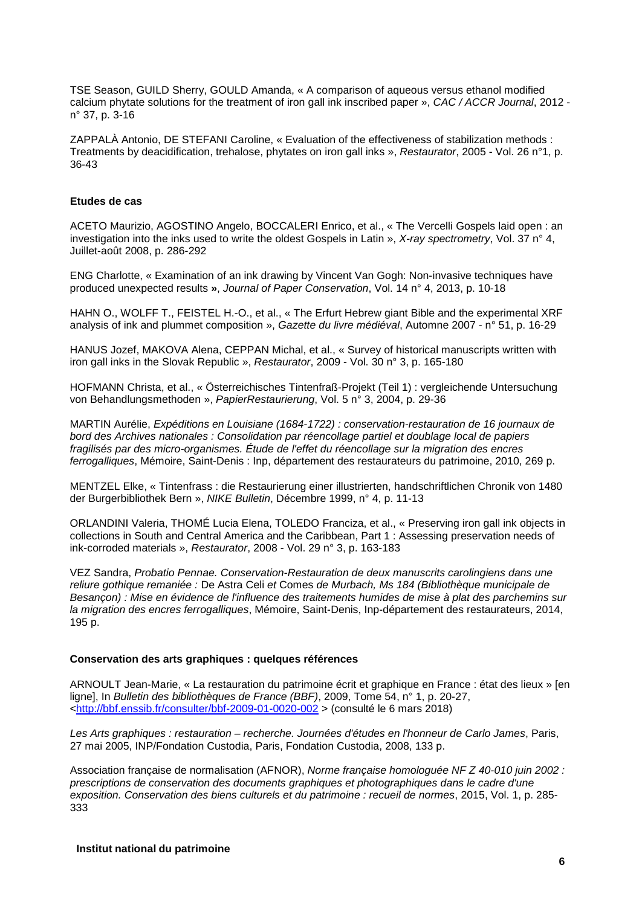TSE Season, GUILD Sherry, GOULD Amanda, « A comparison of aqueous versus ethanol modified calcium phytate solutions for the treatment of iron gall ink inscribed paper », *CAC / ACCR Journal*, 2012 - n° 37, p. 3-16

ZAPPALÀ Antonio, DE STEFANI Caroline, « Evaluation of the effectiveness of stabilization methods : Treatments by deacidification, trehalose, phytates on iron gall inks », *Restaurator*, 2005 - Vol. 26 n°1, p. 36-43

**Etudes de cas**

ACETO Maurizio, AGOSTINO Angelo, BOCCALERI Enrico, et al., « The Vercelli Gospels laid open : an investigation into the inks used to write the oldest Gospels in Latin », *X-ray spectrometry*, Vol. 37 n° 4, Juillet-août 2008, p. 286-292

ENG Charlotte, « Examination of an ink drawing by Vincent Van Gogh: Non-invasive techniques have produced unexpected results **»**, *Journal of Paper Conservation*, Vol. 14 n° 4, 2013, p. 10-18

HAHN O., WOLFF T., FEISTEL H.-O., et al., « The Erfurt Hebrew giant Bible and the experimental XRF analysis of ink and plummet composition », *Gazette du livre médiéval*, Automne 2007 - n° 51, p. 16-29

HANUS Jozef, MAKOVA Alena, CEPPAN Michal, et al., « Survey of historical manuscripts written with iron gall inks in the Slovak Republic », *Restaurator*, 2009 - Vol. 30 n° 3, p. 165-180

HOFMANN Christa, et al., « Österreichisches Tintenfraß-Projekt (Teil 1) : vergleichende Untersuchung von Behandlungsmethoden », *PapierRestaurierung*, Vol. 5 n° 3, 2004, p. 29-36

MARTIN Aurélie, *Expéditions en Louisiane (1684-1722) : conservation-restauration de 16 journaux de bord des Archives nationales : Consolidation par réencollage partiel et doublage local de papiers fragilisés par des micro-organismes. Étude de l'effet du réencollage sur la migration des encres ferrogalliques*, Mémoire, Saint-Denis : Inp, département des restaurateurs du patrimoine, 2010, 269 p.

MENTZEL Elke, « Tintenfrass : die Restaurierung einer illustrierten, handschriftlichen Chronik von 1480 der Burgerbibliothek Bern », *NIKE Bulletin*, Décembre 1999, n° 4, p. 11-13

ORLANDINI Valeria, THOMÉ Lucia Elena, TOLEDO Franciza, et al., « Preserving iron gall ink objects in collections in South and Central America and the Caribbean, Part 1 : Assessing preservation needs of ink-corroded materials », *Restaurator*, 2008 - Vol. 29 n° 3, p. 163-183

VEZ Sandra, *Probatio Pennae. Conservation-Restauration de deux manuscrits carolingiens dans une reliure gothique remaniée :* De Astra Celi *et* Comes *de Murbach, Ms 184 (Bibliothèque municipale de Besançon) : Mise en évidence de l'influence des traitements humides de mise à plat des parchemins sur la migration des encres ferrogalliques*, Mémoire, Saint-Denis, Inp-département des restaurateurs, 2014, 195 p.

**Conservation des arts graphiques : quelques références**

ARNOULT Jean-Marie, « La restauration du patrimoine écrit et graphique en France : état des lieux » [en ligne], In *Bulletin des bibliothèques de France (BBF)*, 2009, Tome 54, n° 1, p. 20-27, <http://bbf.enssib.fr/consulter/bbf-2009-01-0020-002 > (consulté le 6 mars 2018)

*Les Arts graphiques : restauration – recherche. Journées d'études en l'honneur de Carlo James*, Paris, 27 mai 2005, INP/Fondation Custodia, Paris, Fondation Custodia, 2008, 133 p.

Association française de normalisation (AFNOR), *Norme française homologuée NF Z 40-010 juin 2002 : prescriptions de conservation des documents graphiques et photographiques dans le cadre d'une exposition. Conservation des biens culturels et du patrimoine : recueil de normes*, 2015, Vol. 1, p. 285-333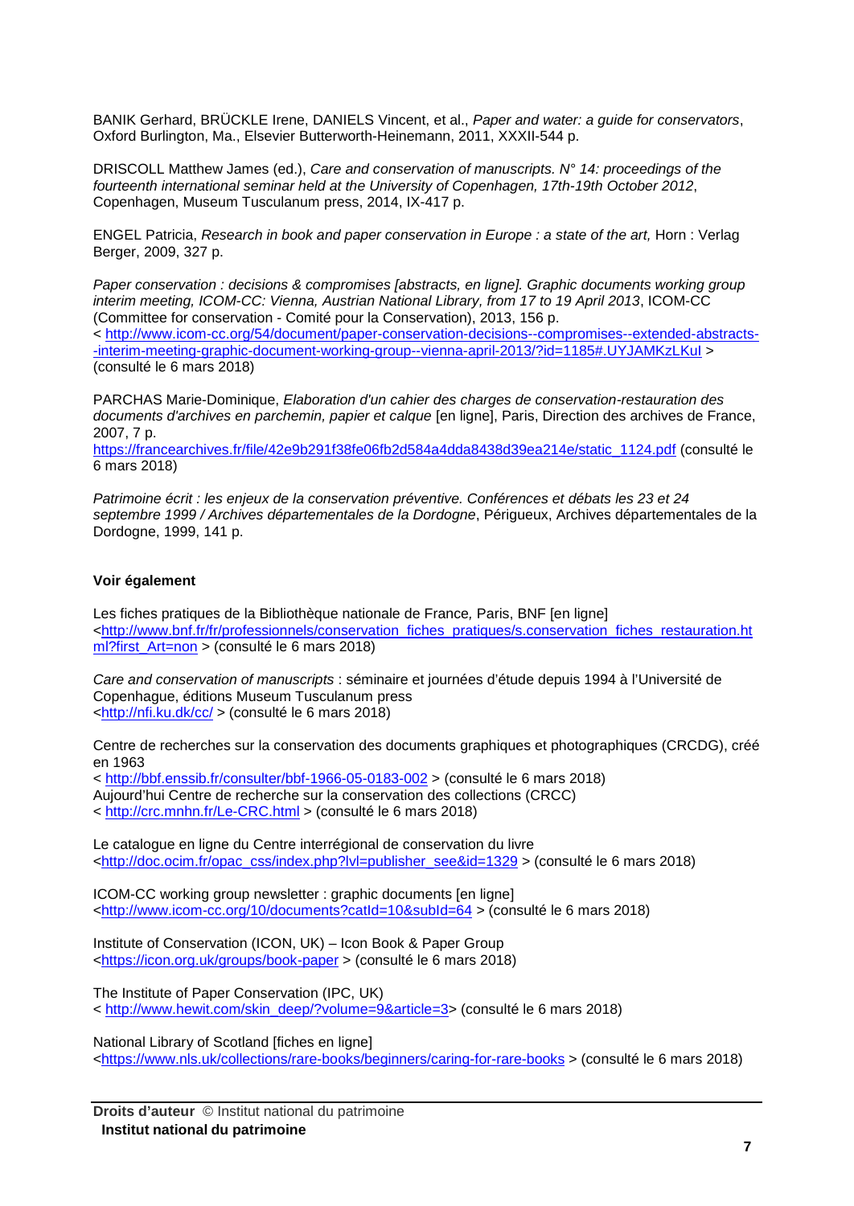BANIK Gerhard, BRÜCKLE Irene, DANIELS Vincent, et al., *Paper and water: a guide for conservators*, Oxford Burlington, Ma., Elsevier Butterworth-Heinemann, 2011, XXXII-544 p.

DRISCOLL Matthew James (ed.), *Care and conservation of manuscripts. N° 14: proceedings of the fourteenth international seminar held at the University of Copenhagen, 17th-19th October 2012*, Copenhagen, Museum Tusculanum press, 2014, IX-417 p.

ENGEL Patricia, *Research in book and paper conservation in Europe : a state of the art,* Horn : Verlag Berger, 2009, 327 p.

*Paper conservation : decisions & compromises [abstracts, en ligne]. Graphic documents working group interim meeting, ICOM-CC: Vienna, Austrian National Library, from 17 to 19 April 2013*, ICOM-CC (Committee for conservation - Comité pour la Conservation), 2013, 156 p.
< http://www.icom-cc.org/54/document/paper-conservation-decisions--compromises--extended-abstracts--interim-meeting-graphic-document-working-group--vienna-april-2013/?id=1185#.UYJAMKzLKuI > (consulté le 6 mars 2018)

PARCHAS Marie-Dominique, *Elaboration d'un cahier des charges de conservation-restauration des documents d'archives en parchemin, papier et calque* [en ligne], Paris, Direction des archives de France, 2007, 7 p.
https://francearchives.fr/file/42e9b291f38fe06fb2d584a4dda8438d39ea214e/static_1124.pdf (consulté le 6 mars 2018)

*Patrimoine écrit : les enjeux de la conservation préventive. Conférences et débats les 23 et 24 septembre 1999 / Archives départementales de la Dordogne*, Périgueux, Archives départementales de la Dordogne, 1999, 141 p.

**Voir également**

Les fiches pratiques de la Bibliothèque nationale de France, Paris, BNF [en ligne]
<http://www.bnf.fr/fr/professionnels/conservation_fiches_pratiques/s.conservation_fiches_restauration.html?first_Art=non > (consulté le 6 mars 2018)

*Care and conservation of manuscripts* : séminaire et journées d'étude depuis 1994 à l'Université de Copenhague, éditions Museum Tusculanum press
<http://nfi.ku.dk/cc/ > (consulté le 6 mars 2018)

Centre de recherches sur la conservation des documents graphiques et photographiques (CRCDG), créé en 1963
< http://bbf.enssib.fr/consulter/bbf-1966-05-0183-002 > (consulté le 6 mars 2018)
Aujourd'hui Centre de recherche sur la conservation des collections (CRCC)
< http://crc.mnhn.fr/Le-CRC.html > (consulté le 6 mars 2018)

Le catalogue en ligne du Centre interrégional de conservation du livre
<http://doc.ocim.fr/opac_css/index.php?lvl=publisher_see&id=1329 > (consulté le 6 mars 2018)

ICOM-CC working group newsletter : graphic documents [en ligne]
<http://www.icom-cc.org/10/documents?catId=10&subId=64 > (consulté le 6 mars 2018)

Institute of Conservation (ICON, UK) – Icon Book & Paper Group
<https://icon.org.uk/groups/book-paper > (consulté le 6 mars 2018)

The Institute of Paper Conservation (IPC, UK)
< http://www.hewit.com/skin_deep/?volume=9&article=3> (consulté le 6 mars 2018)

National Library of Scotland [fiches en ligne]
<https://www.nls.uk/collections/rare-books/beginners/caring-for-rare-books > (consulté le 6 mars 2018)

**Droits d'auteur** © Institut national du patrimoine
**Institut national du patrimoine**